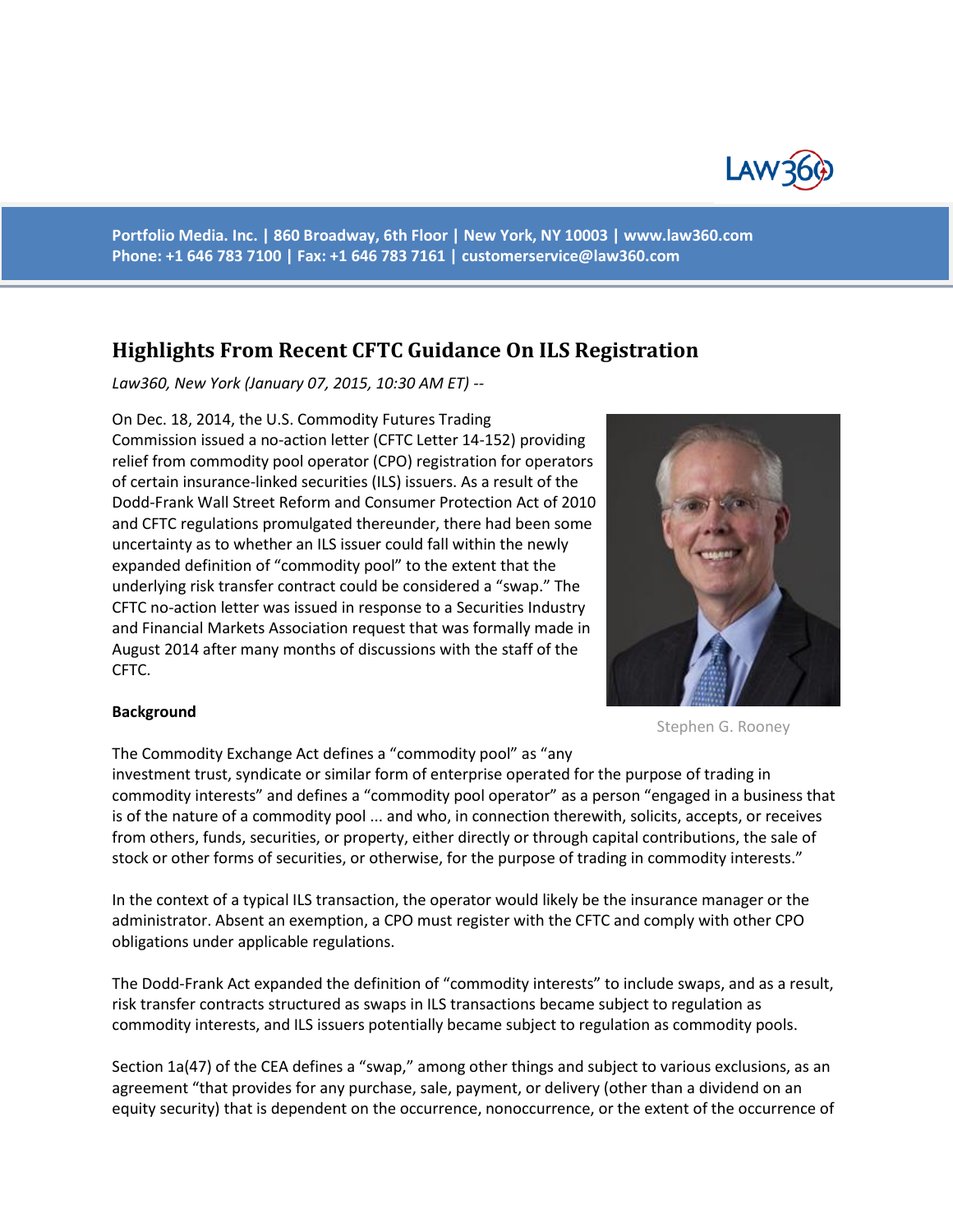Portfolio Media. Inc. | 860 Broadway, 6th Floor | New York, NY 10003 | www.law360.com
Phone: +1 646 783 7100 | Fax: +1 646 783 7161 | customerservice@law360.com

# Highlights From Recent CFTC Guidance On ILS Registration

*Law360, New York (January 07, 2015, 10:30 AM ET) --*

On Dec. 18, 2014, the U.S. Commodity Futures Trading Commission issued a no-action letter (CFTC Letter 14-152) providing relief from commodity pool operator (CPO) registration for operators of certain insurance-linked securities (ILS) issuers. As a result of the Dodd-Frank Wall Street Reform and Consumer Protection Act of 2010 and CFTC regulations promulgated thereunder, there had been some uncertainty as to whether an ILS issuer could fall within the newly expanded definition of "commodity pool" to the extent that the underlying risk transfer contract could be considered a "swap." The CFTC no-action letter was issued in response to a Securities Industry and Financial Markets Association request that was formally made in August 2014 after many months of discussions with the staff of the CFTC.

Stephen G. Rooney

**Background**

The Commodity Exchange Act defines a "commodity pool" as "any investment trust, syndicate or similar form of enterprise operated for the purpose of trading in commodity interests" and defines a "commodity pool operator" as a person "engaged in a business that is of the nature of a commodity pool ... and who, in connection therewith, solicits, accepts, or receives from others, funds, securities, or property, either directly or through capital contributions, the sale of stock or other forms of securities, or otherwise, for the purpose of trading in commodity interests."

In the context of a typical ILS transaction, the operator would likely be the insurance manager or the administrator. Absent an exemption, a CPO must register with the CFTC and comply with other CPO obligations under applicable regulations.

The Dodd-Frank Act expanded the definition of "commodity interests" to include swaps, and as a result, risk transfer contracts structured as swaps in ILS transactions became subject to regulation as commodity interests, and ILS issuers potentially became subject to regulation as commodity pools.

Section 1a(47) of the CEA defines a "swap," among other things and subject to various exclusions, as an agreement "that provides for any purchase, sale, payment, or delivery (other than a dividend on an equity security) that is dependent on the occurrence, nonoccurrence, or the extent of the occurrence of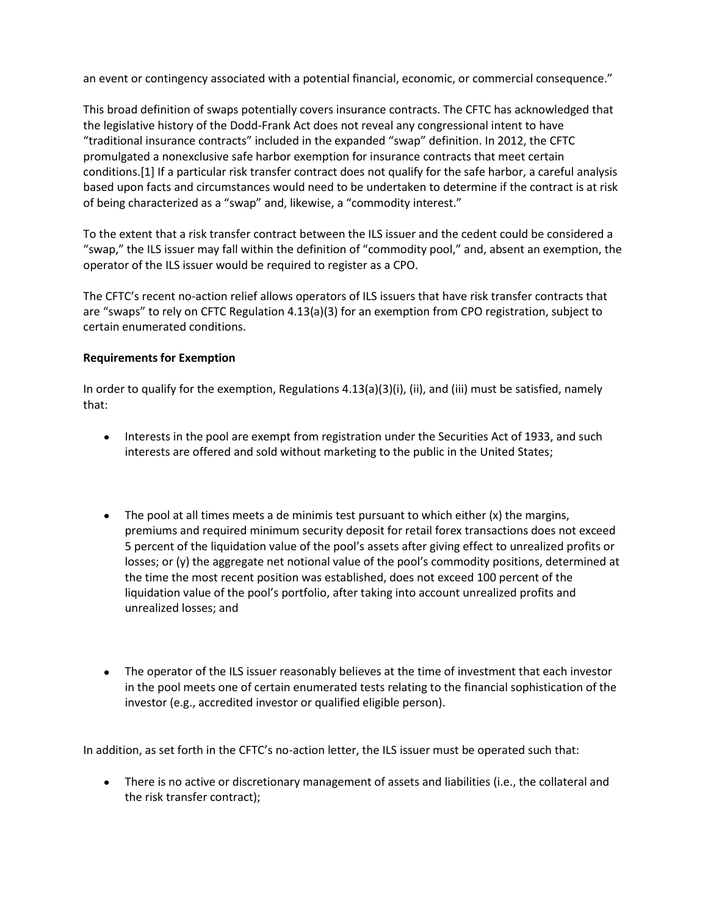an event or contingency associated with a potential financial, economic, or commercial consequence."

This broad definition of swaps potentially covers insurance contracts. The CFTC has acknowledged that the legislative history of the Dodd-Frank Act does not reveal any congressional intent to have "traditional insurance contracts" included in the expanded "swap" definition. In 2012, the CFTC promulgated a nonexclusive safe harbor exemption for insurance contracts that meet certain conditions.[1] If a particular risk transfer contract does not qualify for the safe harbor, a careful analysis based upon facts and circumstances would need to be undertaken to determine if the contract is at risk of being characterized as a "swap" and, likewise, a "commodity interest."

To the extent that a risk transfer contract between the ILS issuer and the cedent could be considered a "swap," the ILS issuer may fall within the definition of "commodity pool," and, absent an exemption, the operator of the ILS issuer would be required to register as a CPO.

The CFTC's recent no-action relief allows operators of ILS issuers that have risk transfer contracts that are "swaps" to rely on CFTC Regulation 4.13(a)(3) for an exemption from CPO registration, subject to certain enumerated conditions.

**Requirements for Exemption**

In order to qualify for the exemption, Regulations 4.13(a)(3)(i), (ii), and (iii) must be satisfied, namely that:

- Interests in the pool are exempt from registration under the Securities Act of 1933, and such interests are offered and sold without marketing to the public in the United States;
- The pool at all times meets a de minimis test pursuant to which either (x) the margins, premiums and required minimum security deposit for retail forex transactions does not exceed 5 percent of the liquidation value of the pool's assets after giving effect to unrealized profits or losses; or (y) the aggregate net notional value of the pool's commodity positions, determined at the time the most recent position was established, does not exceed 100 percent of the liquidation value of the pool's portfolio, after taking into account unrealized profits and unrealized losses; and
- The operator of the ILS issuer reasonably believes at the time of investment that each investor in the pool meets one of certain enumerated tests relating to the financial sophistication of the investor (e.g., accredited investor or qualified eligible person).

In addition, as set forth in the CFTC's no-action letter, the ILS issuer must be operated such that:

- There is no active or discretionary management of assets and liabilities (i.e., the collateral and the risk transfer contract);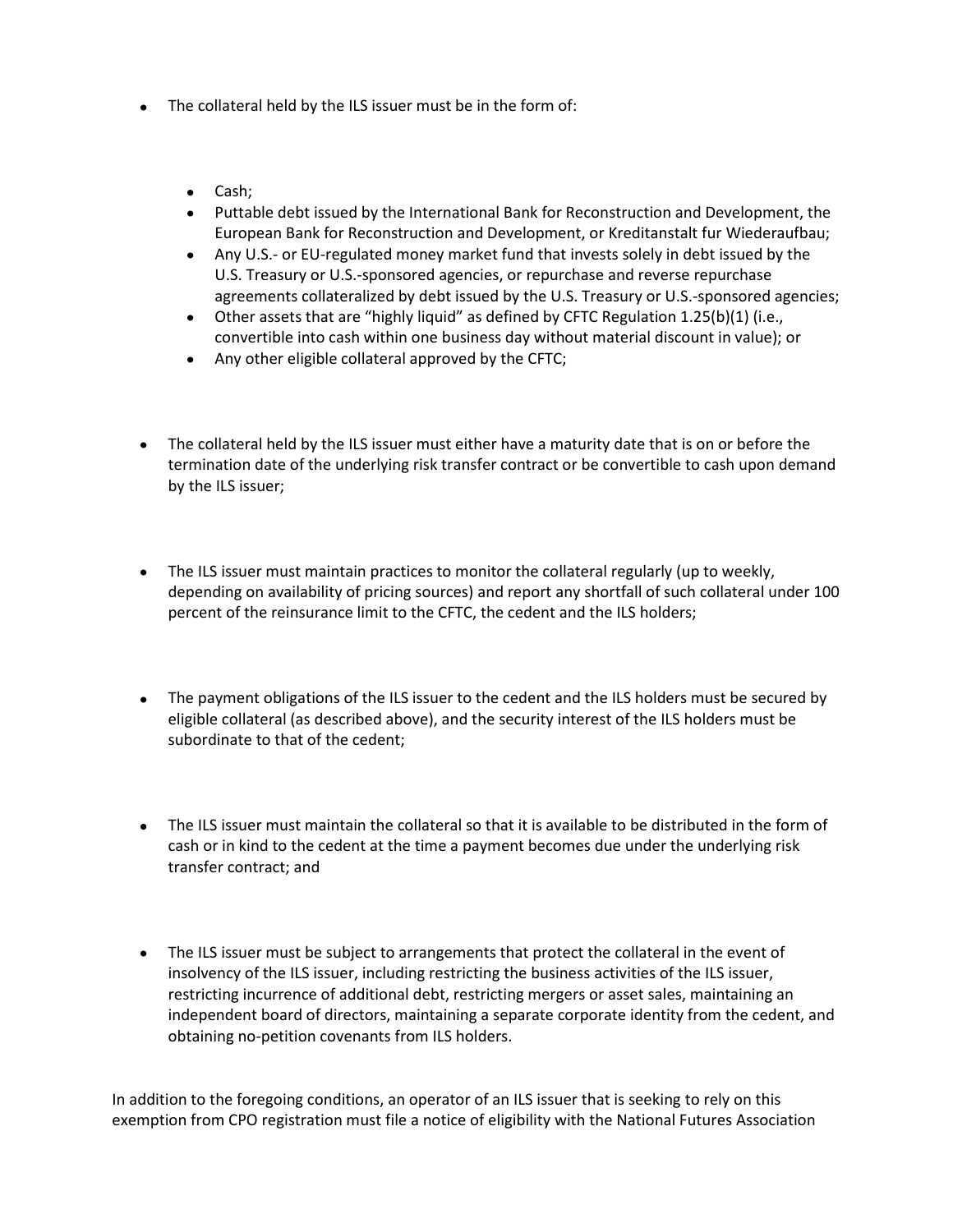- The collateral held by the ILS issuer must be in the form of:
  - Cash;
  - Puttable debt issued by the International Bank for Reconstruction and Development, the European Bank for Reconstruction and Development, or Kreditanstalt fur Wiederaufbau;
  - Any U.S.- or EU-regulated money market fund that invests solely in debt issued by the U.S. Treasury or U.S.-sponsored agencies, or repurchase and reverse repurchase agreements collateralized by debt issued by the U.S. Treasury or U.S.-sponsored agencies;
  - Other assets that are "highly liquid" as defined by CFTC Regulation 1.25(b)(1) (i.e., convertible into cash within one business day without material discount in value); or
  - Any other eligible collateral approved by the CFTC;
- The collateral held by the ILS issuer must either have a maturity date that is on or before the termination date of the underlying risk transfer contract or be convertible to cash upon demand by the ILS issuer;
- The ILS issuer must maintain practices to monitor the collateral regularly (up to weekly, depending on availability of pricing sources) and report any shortfall of such collateral under 100 percent of the reinsurance limit to the CFTC, the cedent and the ILS holders;
- The payment obligations of the ILS issuer to the cedent and the ILS holders must be secured by eligible collateral (as described above), and the security interest of the ILS holders must be subordinate to that of the cedent;
- The ILS issuer must maintain the collateral so that it is available to be distributed in the form of cash or in kind to the cedent at the time a payment becomes due under the underlying risk transfer contract; and
- The ILS issuer must be subject to arrangements that protect the collateral in the event of insolvency of the ILS issuer, including restricting the business activities of the ILS issuer, restricting incurrence of additional debt, restricting mergers or asset sales, maintaining an independent board of directors, maintaining a separate corporate identity from the cedent, and obtaining no-petition covenants from ILS holders.

In addition to the foregoing conditions, an operator of an ILS issuer that is seeking to rely on this exemption from CPO registration must file a notice of eligibility with the National Futures Association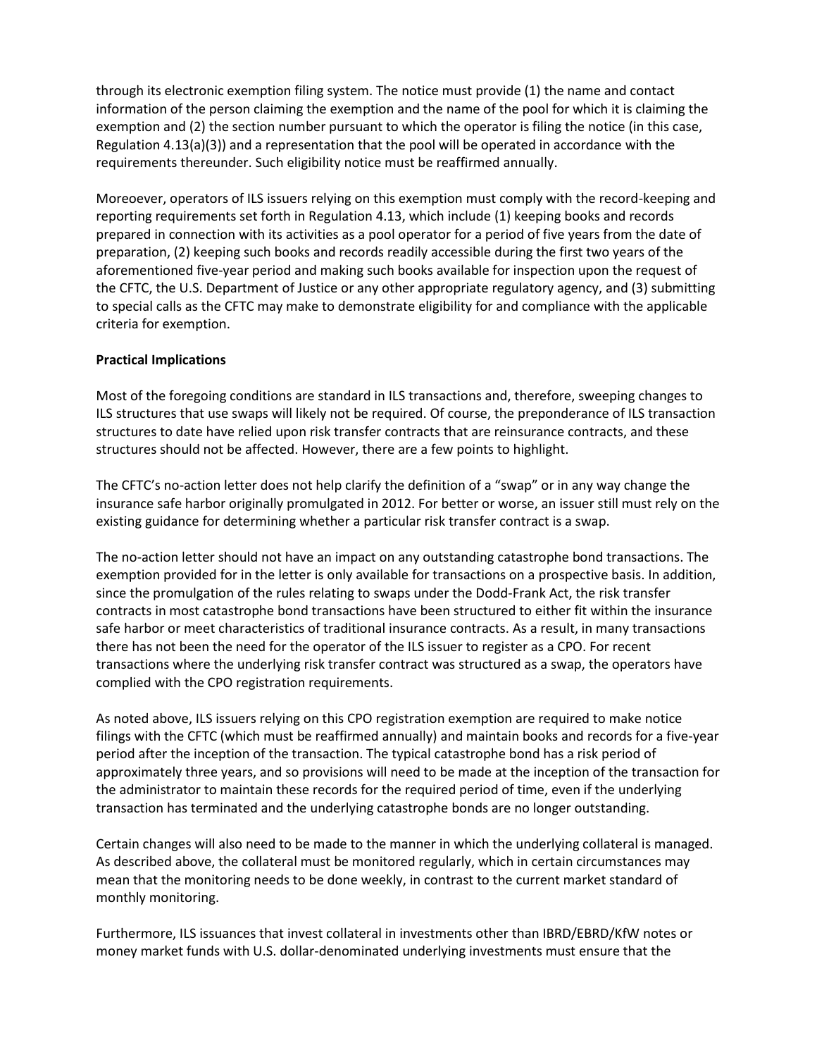through its electronic exemption filing system. The notice must provide (1) the name and contact information of the person claiming the exemption and the name of the pool for which it is claiming the exemption and (2) the section number pursuant to which the operator is filing the notice (in this case, Regulation 4.13(a)(3)) and a representation that the pool will be operated in accordance with the requirements thereunder. Such eligibility notice must be reaffirmed annually.

Moreoever, operators of ILS issuers relying on this exemption must comply with the record-keeping and reporting requirements set forth in Regulation 4.13, which include (1) keeping books and records prepared in connection with its activities as a pool operator for a period of five years from the date of preparation, (2) keeping such books and records readily accessible during the first two years of the aforementioned five-year period and making such books available for inspection upon the request of the CFTC, the U.S. Department of Justice or any other appropriate regulatory agency, and (3) submitting to special calls as the CFTC may make to demonstrate eligibility for and compliance with the applicable criteria for exemption.

**Practical Implications**

Most of the foregoing conditions are standard in ILS transactions and, therefore, sweeping changes to ILS structures that use swaps will likely not be required. Of course, the preponderance of ILS transaction structures to date have relied upon risk transfer contracts that are reinsurance contracts, and these structures should not be affected. However, there are a few points to highlight.

The CFTC's no-action letter does not help clarify the definition of a "swap" or in any way change the insurance safe harbor originally promulgated in 2012. For better or worse, an issuer still must rely on the existing guidance for determining whether a particular risk transfer contract is a swap.

The no-action letter should not have an impact on any outstanding catastrophe bond transactions. The exemption provided for in the letter is only available for transactions on a prospective basis. In addition, since the promulgation of the rules relating to swaps under the Dodd-Frank Act, the risk transfer contracts in most catastrophe bond transactions have been structured to either fit within the insurance safe harbor or meet characteristics of traditional insurance contracts. As a result, in many transactions there has not been the need for the operator of the ILS issuer to register as a CPO. For recent transactions where the underlying risk transfer contract was structured as a swap, the operators have complied with the CPO registration requirements.

As noted above, ILS issuers relying on this CPO registration exemption are required to make notice filings with the CFTC (which must be reaffirmed annually) and maintain books and records for a five-year period after the inception of the transaction. The typical catastrophe bond has a risk period of approximately three years, and so provisions will need to be made at the inception of the transaction for the administrator to maintain these records for the required period of time, even if the underlying transaction has terminated and the underlying catastrophe bonds are no longer outstanding.

Certain changes will also need to be made to the manner in which the underlying collateral is managed. As described above, the collateral must be monitored regularly, which in certain circumstances may mean that the monitoring needs to be done weekly, in contrast to the current market standard of monthly monitoring.

Furthermore, ILS issuances that invest collateral in investments other than IBRD/EBRD/KfW notes or money market funds with U.S. dollar-denominated underlying investments must ensure that the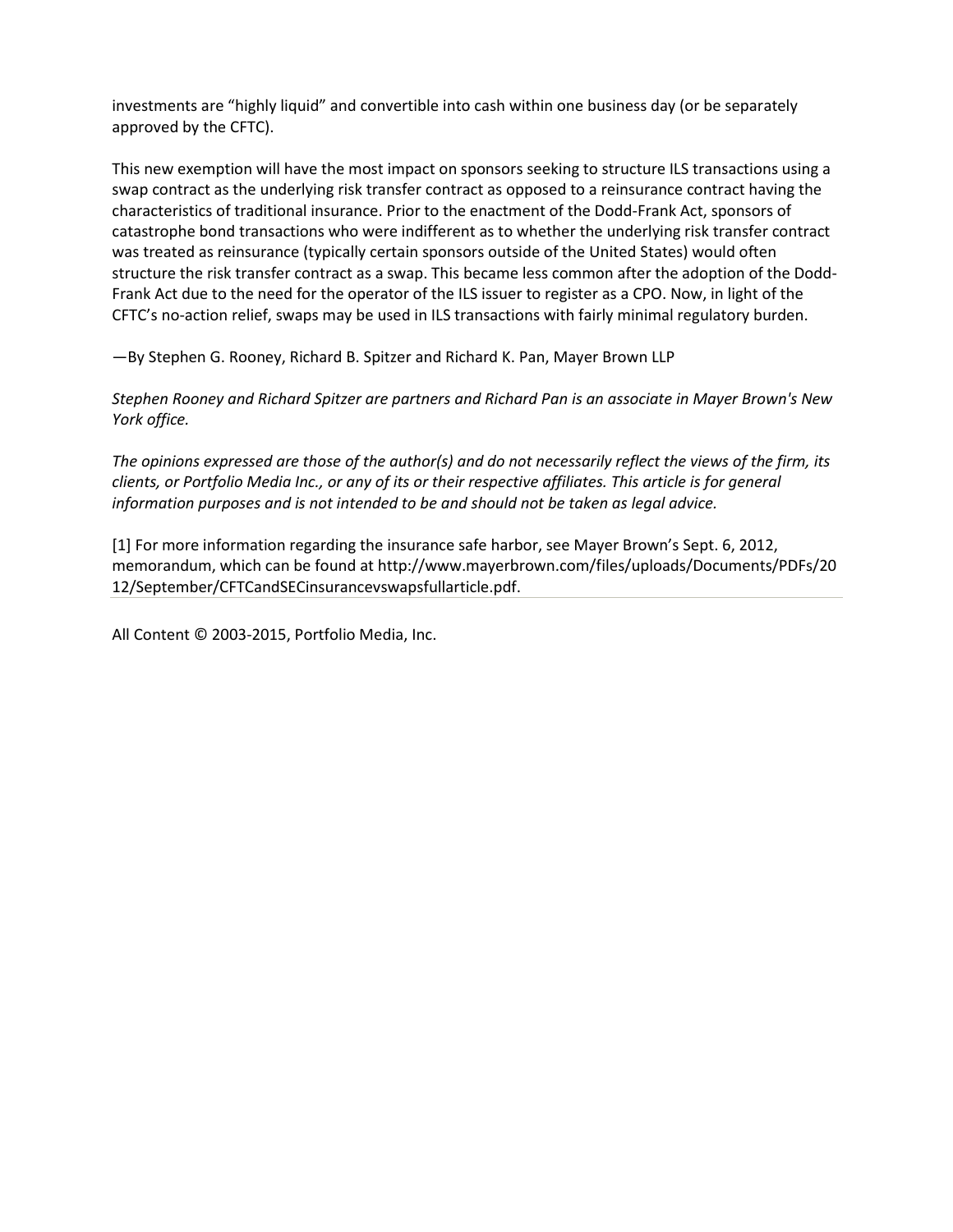investments are "highly liquid" and convertible into cash within one business day (or be separately approved by the CFTC).

This new exemption will have the most impact on sponsors seeking to structure ILS transactions using a swap contract as the underlying risk transfer contract as opposed to a reinsurance contract having the characteristics of traditional insurance. Prior to the enactment of the Dodd-Frank Act, sponsors of catastrophe bond transactions who were indifferent as to whether the underlying risk transfer contract was treated as reinsurance (typically certain sponsors outside of the United States) would often structure the risk transfer contract as a swap. This became less common after the adoption of the Dodd-Frank Act due to the need for the operator of the ILS issuer to register as a CPO. Now, in light of the CFTC's no-action relief, swaps may be used in ILS transactions with fairly minimal regulatory burden.

—By Stephen G. Rooney, Richard B. Spitzer and Richard K. Pan, Mayer Brown LLP

*Stephen Rooney and Richard Spitzer are partners and Richard Pan is an associate in Mayer Brown's New York office.*

*The opinions expressed are those of the author(s) and do not necessarily reflect the views of the firm, its clients, or Portfolio Media Inc., or any of its or their respective affiliates. This article is for general information purposes and is not intended to be and should not be taken as legal advice.*

[1] For more information regarding the insurance safe harbor, see Mayer Brown's Sept. 6, 2012, memorandum, which can be found at http://www.mayerbrown.com/files/uploads/Documents/PDFs/2012/September/CFTCandSECinsurancevswapsfullarticle.pdf.

All Content © 2003-2015, Portfolio Media, Inc.